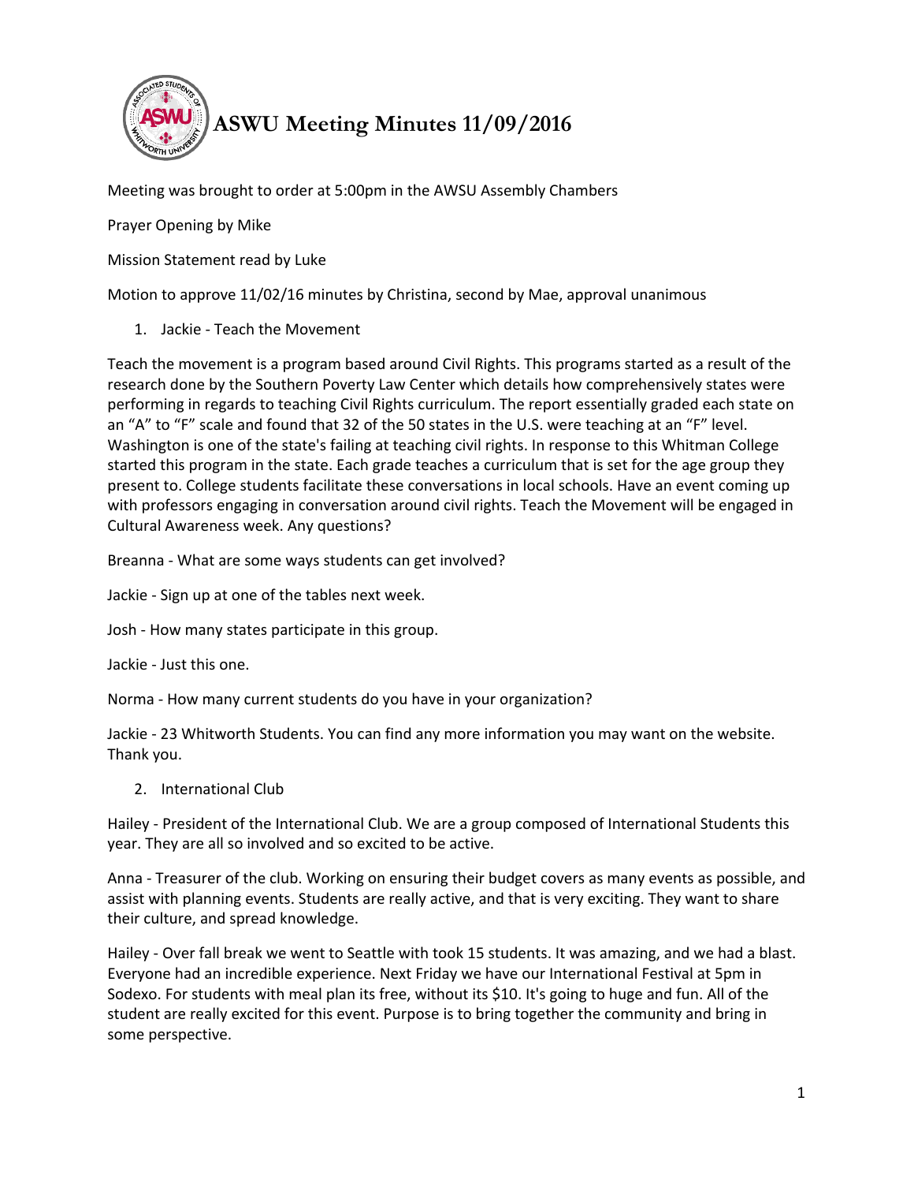# ASWU Meeting Minutes 11/09/2016

Meeting was brought to order at 5:00pm in the AWSU Assembly Chambers

Prayer Opening by Mike

Mission Statement read by Luke

Motion to approve 11/02/16 minutes by Christina, second by Mae, approval unanimous

1. Jackie - Teach the Movement

Teach the movement is a program based around Civil Rights. This programs started as a result of the research done by the Southern Poverty Law Center which details how comprehensively states were performing in regards to teaching Civil Rights curriculum. The report essentially graded each state on an "A" to "F" scale and found that 32 of the 50 states in the U.S. were teaching at an "F" level. Washington is one of the state's failing at teaching civil rights. In response to this Whitman College started this program in the state. Each grade teaches a curriculum that is set for the age group they present to. College students facilitate these conversations in local schools. Have an event coming up with professors engaging in conversation around civil rights. Teach the Movement will be engaged in Cultural Awareness week. Any questions?

Breanna - What are some ways students can get involved?

Jackie - Sign up at one of the tables next week.

Josh - How many states participate in this group.

Jackie - Just this one.

Norma - How many current students do you have in your organization?

Jackie - 23 Whitworth Students. You can find any more information you may want on the website. Thank you.

2. International Club

Hailey - President of the International Club. We are a group composed of International Students this year. They are all so involved and so excited to be active.

Anna - Treasurer of the club. Working on ensuring their budget covers as many events as possible, and assist with planning events. Students are really active, and that is very exciting. They want to share their culture, and spread knowledge.

Hailey - Over fall break we went to Seattle with took 15 students. It was amazing, and we had a blast. Everyone had an incredible experience. Next Friday we have our International Festival at 5pm in Sodexo. For students with meal plan its free, without its $10. It's going to huge and fun. All of the student are really excited for this event. Purpose is to bring together the community and bring in some perspective.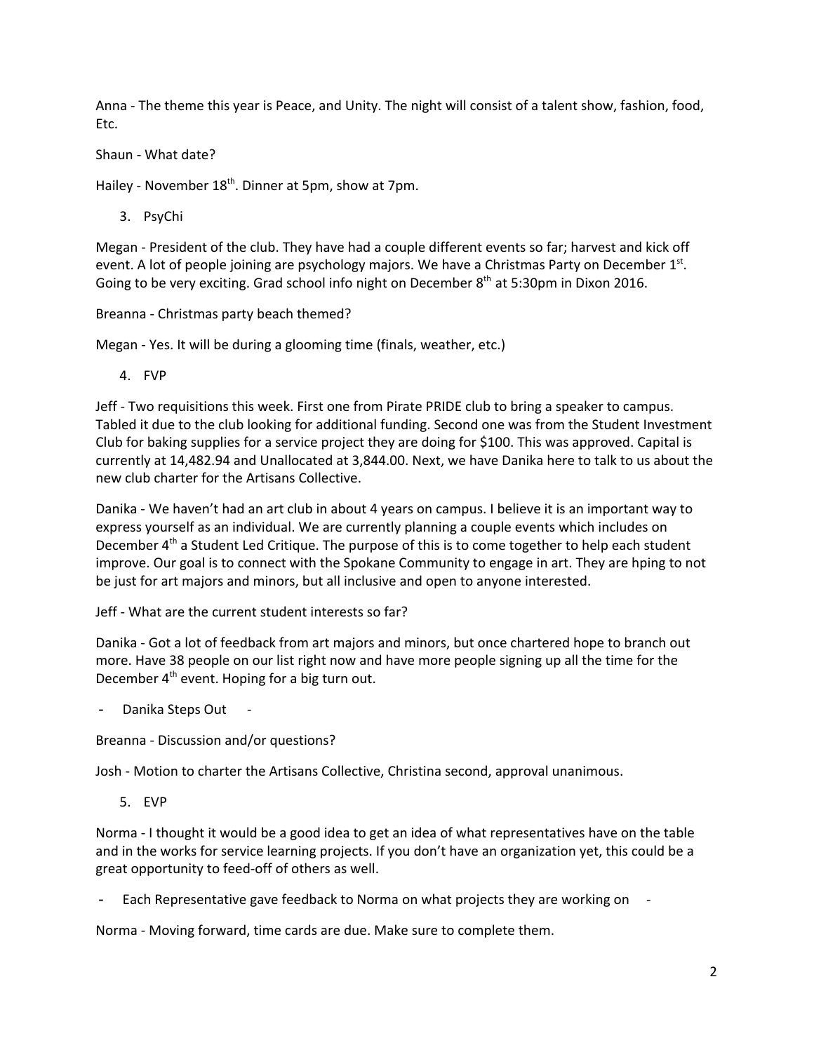Anna - The theme this year is Peace, and Unity. The night will consist of a talent show, fashion, food, Etc.

Shaun - What date?

Hailey - November 18th. Dinner at 5pm, show at 7pm.

3. PsyChi

Megan - President of the club. They have had a couple different events so far; harvest and kick off event. A lot of people joining are psychology majors. We have a Christmas Party on December 1st. Going to be very exciting. Grad school info night on December 8th at 5:30pm in Dixon 2016.

Breanna - Christmas party beach themed?

Megan - Yes. It will be during a glooming time (finals, weather, etc.)

4. FVP

Jeff - Two requisitions this week. First one from Pirate PRIDE club to bring a speaker to campus. Tabled it due to the club looking for additional funding. Second one was from the Student Investment Club for baking supplies for a service project they are doing for $100. This was approved. Capital is currently at 14,482.94 and Unallocated at 3,844.00. Next, we have Danika here to talk to us about the new club charter for the Artisans Collective.

Danika - We haven't had an art club in about 4 years on campus. I believe it is an important way to express yourself as an individual. We are currently planning a couple events which includes on December 4th a Student Led Critique. The purpose of this is to come together to help each student improve. Our goal is to connect with the Spokane Community to engage in art. They are hping to not be just for art majors and minors, but all inclusive and open to anyone interested.

Jeff - What are the current student interests so far?

Danika - Got a lot of feedback from art majors and minors, but once chartered hope to branch out more. Have 38 people on our list right now and have more people signing up all the time for the December 4th event. Hoping for a big turn out.

- Danika Steps Out -

Breanna - Discussion and/or questions?

Josh - Motion to charter the Artisans Collective, Christina second, approval unanimous.

5. EVP

Norma - I thought it would be a good idea to get an idea of what representatives have on the table and in the works for service learning projects. If you don't have an organization yet, this could be a great opportunity to feed-off of others as well.

- Each Representative gave feedback to Norma on what projects they are working on -

Norma - Moving forward, time cards are due. Make sure to complete them.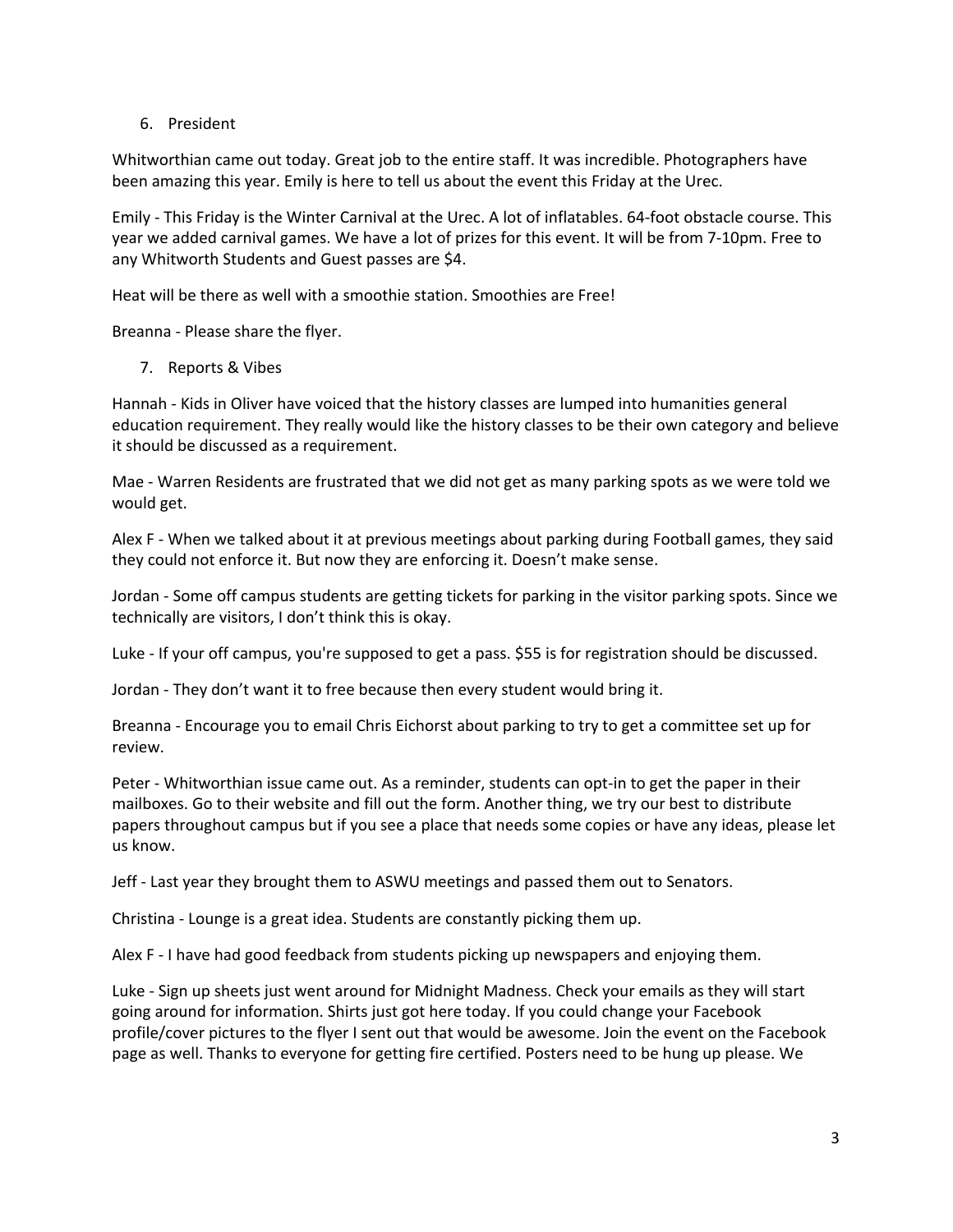6. President

Whitworthian came out today. Great job to the entire staff. It was incredible. Photographers have been amazing this year. Emily is here to tell us about the event this Friday at the Urec.

Emily - This Friday is the Winter Carnival at the Urec. A lot of inflatables. 64-foot obstacle course. This year we added carnival games. We have a lot of prizes for this event. It will be from 7-10pm. Free to any Whitworth Students and Guest passes are $4.

Heat will be there as well with a smoothie station. Smoothies are Free!

Breanna - Please share the flyer.

7. Reports & Vibes

Hannah - Kids in Oliver have voiced that the history classes are lumped into humanities general education requirement. They really would like the history classes to be their own category and believe it should be discussed as a requirement.

Mae - Warren Residents are frustrated that we did not get as many parking spots as we were told we would get.

Alex F - When we talked about it at previous meetings about parking during Football games, they said they could not enforce it. But now they are enforcing it. Doesn't make sense.

Jordan - Some off campus students are getting tickets for parking in the visitor parking spots. Since we technically are visitors, I don't think this is okay.

Luke - If your off campus, you're supposed to get a pass. $55 is for registration should be discussed.

Jordan - They don't want it to free because then every student would bring it.

Breanna - Encourage you to email Chris Eichorst about parking to try to get a committee set up for review.

Peter - Whitworthian issue came out. As a reminder, students can opt-in to get the paper in their mailboxes. Go to their website and fill out the form. Another thing, we try our best to distribute papers throughout campus but if you see a place that needs some copies or have any ideas, please let us know.

Jeff - Last year they brought them to ASWU meetings and passed them out to Senators.

Christina - Lounge is a great idea. Students are constantly picking them up.

Alex F - I have had good feedback from students picking up newspapers and enjoying them.

Luke - Sign up sheets just went around for Midnight Madness. Check your emails as they will start going around for information. Shirts just got here today. If you could change your Facebook profile/cover pictures to the flyer I sent out that would be awesome. Join the event on the Facebook page as well. Thanks to everyone for getting fire certified. Posters need to be hung up please. We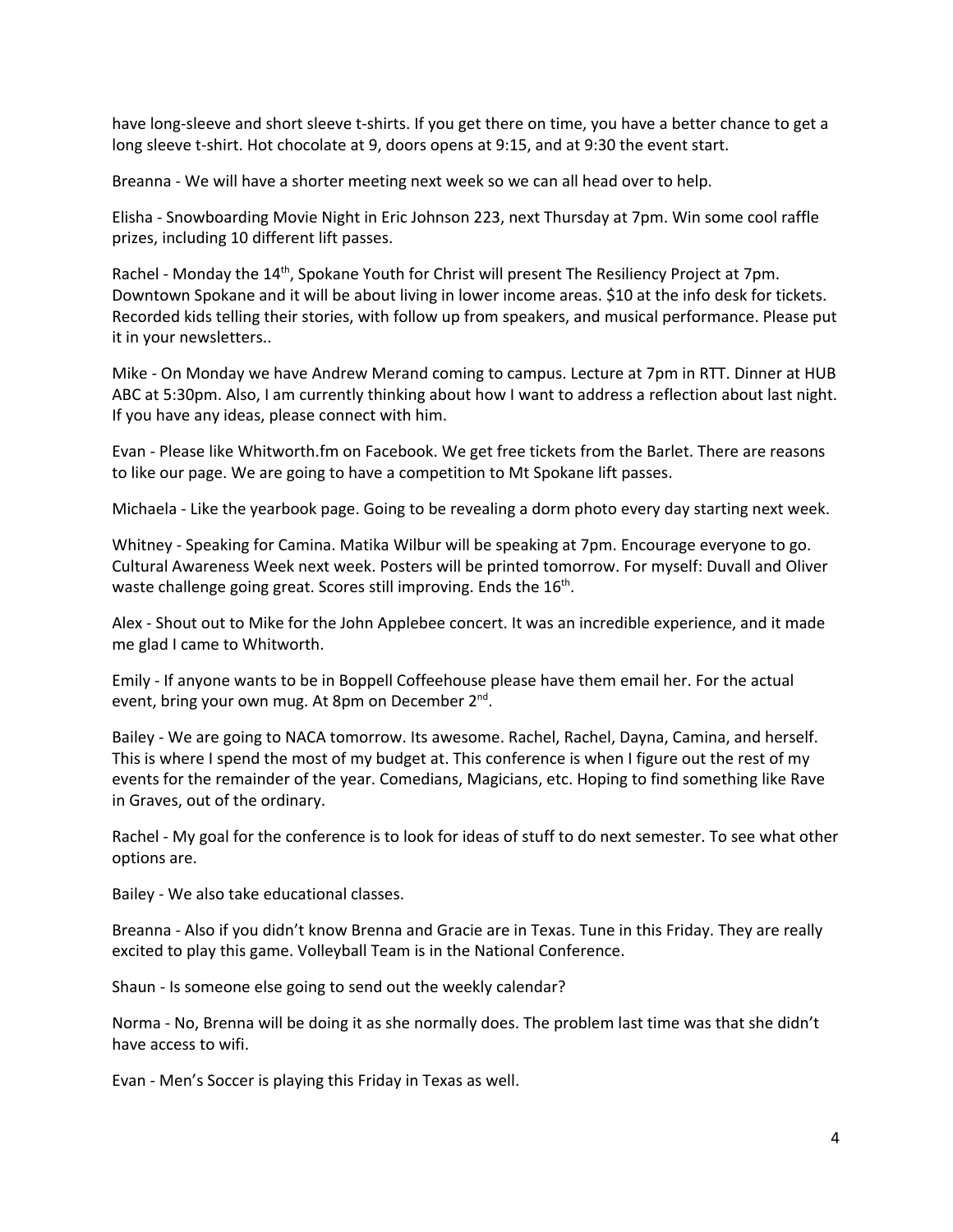have long-sleeve and short sleeve t-shirts. If you get there on time, you have a better chance to get a long sleeve t-shirt. Hot chocolate at 9, doors opens at 9:15, and at 9:30 the event start.

Breanna - We will have a shorter meeting next week so we can all head over to help.

Elisha - Snowboarding Movie Night in Eric Johnson 223, next Thursday at 7pm. Win some cool raffle prizes, including 10 different lift passes.

Rachel - Monday the 14th, Spokane Youth for Christ will present The Resiliency Project at 7pm. Downtown Spokane and it will be about living in lower income areas. $10 at the info desk for tickets. Recorded kids telling their stories, with follow up from speakers, and musical performance. Please put it in your newsletters..

Mike - On Monday we have Andrew Merand coming to campus. Lecture at 7pm in RTT. Dinner at HUB ABC at 5:30pm. Also, I am currently thinking about how I want to address a reflection about last night. If you have any ideas, please connect with him.

Evan - Please like Whitworth.fm on Facebook. We get free tickets from the Barlet. There are reasons to like our page. We are going to have a competition to Mt Spokane lift passes.

Michaela - Like the yearbook page. Going to be revealing a dorm photo every day starting next week.

Whitney - Speaking for Camina. Matika Wilbur will be speaking at 7pm. Encourage everyone to go. Cultural Awareness Week next week. Posters will be printed tomorrow. For myself: Duvall and Oliver waste challenge going great. Scores still improving. Ends the 16th.

Alex - Shout out to Mike for the John Applebee concert. It was an incredible experience, and it made me glad I came to Whitworth.

Emily - If anyone wants to be in Boppell Coffeehouse please have them email her. For the actual event, bring your own mug. At 8pm on December 2nd.

Bailey - We are going to NACA tomorrow. Its awesome. Rachel, Rachel, Dayna, Camina, and herself. This is where I spend the most of my budget at. This conference is when I figure out the rest of my events for the remainder of the year. Comedians, Magicians, etc. Hoping to find something like Rave in Graves, out of the ordinary.

Rachel - My goal for the conference is to look for ideas of stuff to do next semester. To see what other options are.

Bailey - We also take educational classes.

Breanna - Also if you didn't know Brenna and Gracie are in Texas. Tune in this Friday. They are really excited to play this game. Volleyball Team is in the National Conference.

Shaun - Is someone else going to send out the weekly calendar?

Norma - No, Brenna will be doing it as she normally does. The problem last time was that she didn't have access to wifi.

Evan - Men's Soccer is playing this Friday in Texas as well.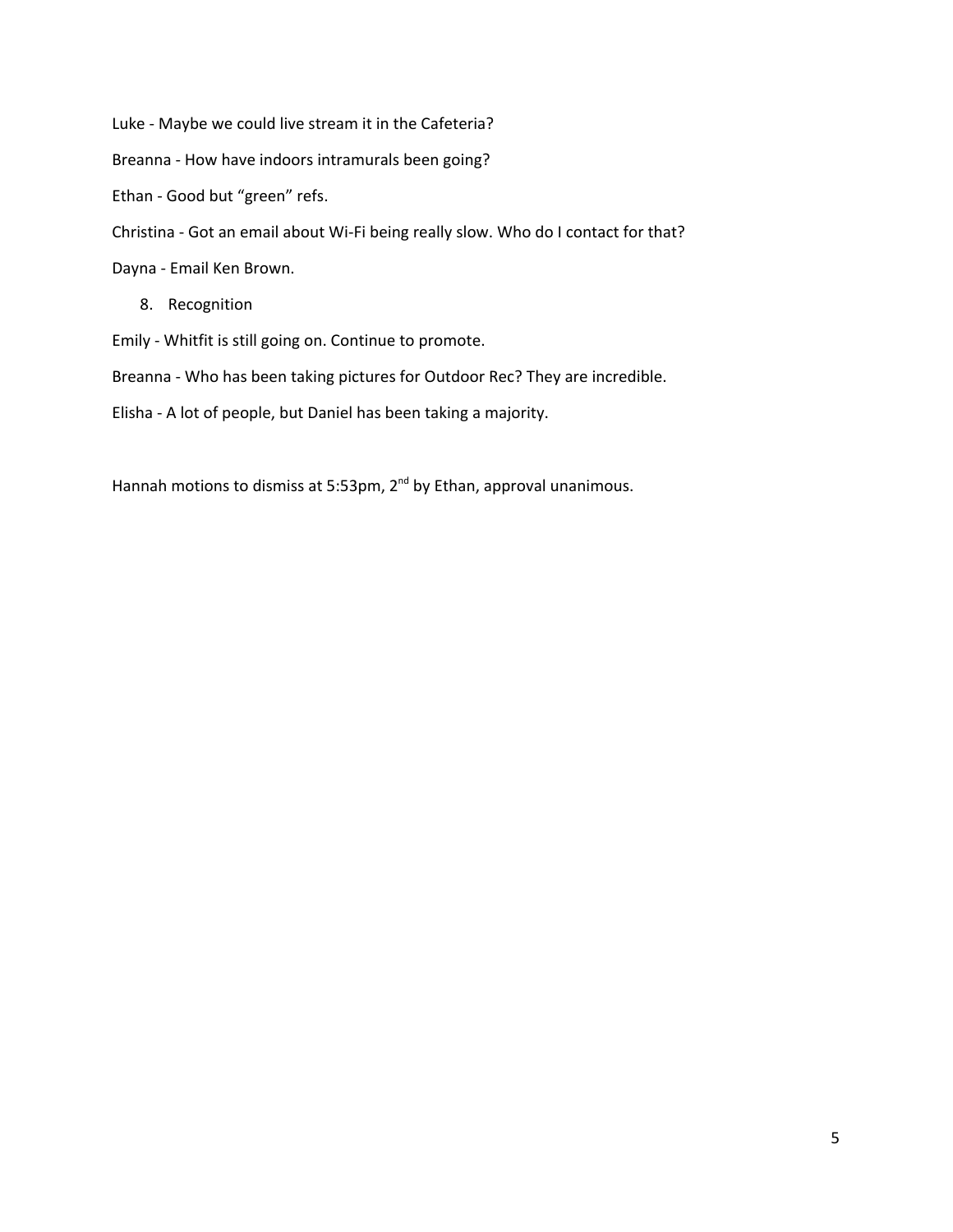Luke - Maybe we could live stream it in the Cafeteria?

Breanna - How have indoors intramurals been going?

Ethan - Good but "green" refs.

Christina - Got an email about Wi-Fi being really slow. Who do I contact for that?

Dayna - Email Ken Brown.

8. Recognition

Emily - Whitfit is still going on. Continue to promote.

Breanna - Who has been taking pictures for Outdoor Rec? They are incredible.

Elisha - A lot of people, but Daniel has been taking a majority.

Hannah motions to dismiss at 5:53pm, 2nd by Ethan, approval unanimous.